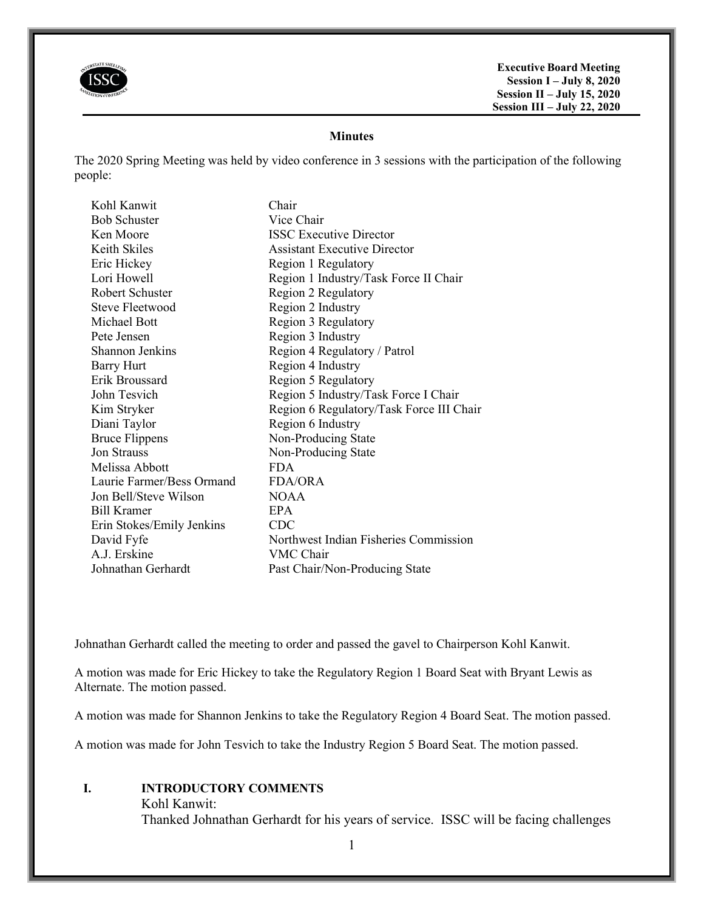**Executive Board Meeting**
**Session I – July 8, 2020**
**Session II – July 15, 2020**
**Session III – July 22, 2020**

## Minutes

The 2020 Spring Meeting was held by video conference in 3 sessions with the participation of the following people:

| | |
|---|---|
| Kohl Kanwit | Chair |
| Bob Schuster | Vice Chair |
| Ken Moore | ISSC Executive Director |
| Keith Skiles | Assistant Executive Director |
| Eric Hickey | Region 1 Regulatory |
| Lori Howell | Region 1 Industry/Task Force II Chair |
| Robert Schuster | Region 2 Regulatory |
| Steve Fleetwood | Region 2 Industry |
| Michael Bott | Region 3 Regulatory |
| Pete Jensen | Region 3 Industry |
| Shannon Jenkins | Region 4 Regulatory / Patrol |
| Barry Hurt | Region 4 Industry |
| Erik Broussard | Region 5 Regulatory |
| John Tesvich | Region 5 Industry/Task Force I Chair |
| Kim Stryker | Region 6 Regulatory/Task Force III Chair |
| Diani Taylor | Region 6 Industry |
| Bruce Flippens | Non-Producing State |
| Jon Strauss | Non-Producing State |
| Melissa Abbott | FDA |
| Laurie Farmer/Bess Ormand | FDA/ORA |
| Jon Bell/Steve Wilson | NOAA |
| Bill Kramer | EPA |
| Erin Stokes/Emily Jenkins | CDC |
| David Fyfe | Northwest Indian Fisheries Commission |
| A.J. Erskine | VMC Chair |
| Johnathan Gerhardt | Past Chair/Non-Producing State |

Johnathan Gerhardt called the meeting to order and passed the gavel to Chairperson Kohl Kanwit.

A motion was made for Eric Hickey to take the Regulatory Region 1 Board Seat with Bryant Lewis as Alternate. The motion passed.

A motion was made for Shannon Jenkins to take the Regulatory Region 4 Board Seat. The motion passed.

A motion was made for John Tesvich to take the Industry Region 5 Board Seat. The motion passed.

## I. INTRODUCTORY COMMENTS

Kohl Kanwit:

Thanked Johnathan Gerhardt for his years of service. ISSC will be facing challenges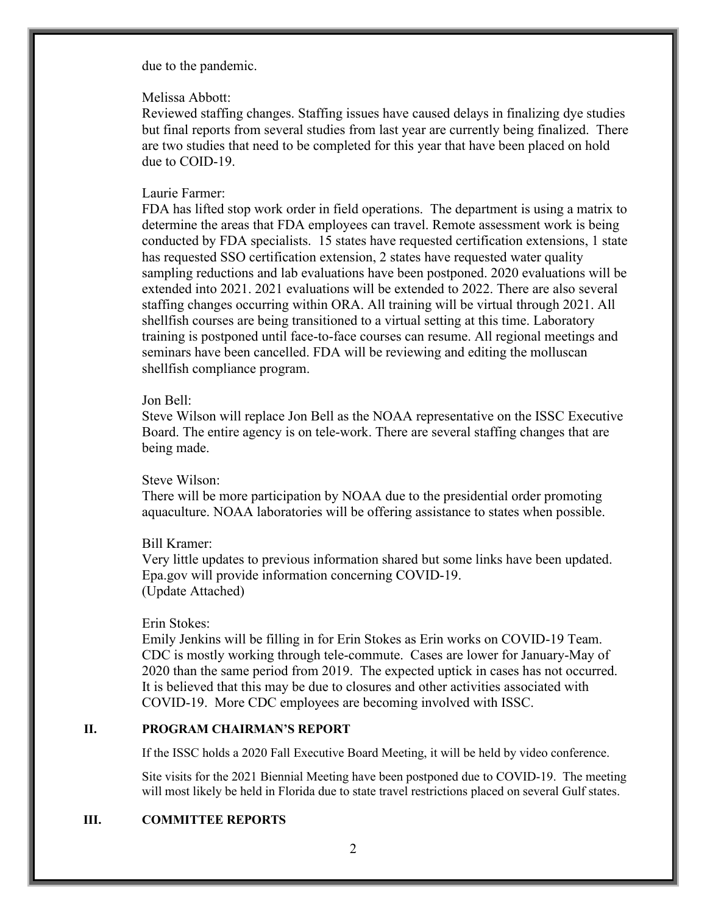due to the pandemic.

Melissa Abbott:
Reviewed staffing changes. Staffing issues have caused delays in finalizing dye studies but final reports from several studies from last year are currently being finalized. There are two studies that need to be completed for this year that have been placed on hold due to COID-19.

Laurie Farmer:
FDA has lifted stop work order in field operations. The department is using a matrix to determine the areas that FDA employees can travel. Remote assessment work is being conducted by FDA specialists. 15 states have requested certification extensions, 1 state has requested SSO certification extension, 2 states have requested water quality sampling reductions and lab evaluations have been postponed. 2020 evaluations will be extended into 2021. 2021 evaluations will be extended to 2022. There are also several staffing changes occurring within ORA. All training will be virtual through 2021. All shellfish courses are being transitioned to a virtual setting at this time. Laboratory training is postponed until face-to-face courses can resume. All regional meetings and seminars have been cancelled. FDA will be reviewing and editing the molluscan shellfish compliance program.

Jon Bell:
Steve Wilson will replace Jon Bell as the NOAA representative on the ISSC Executive Board. The entire agency is on tele-work. There are several staffing changes that are being made.

Steve Wilson:
There will be more participation by NOAA due to the presidential order promoting aquaculture. NOAA laboratories will be offering assistance to states when possible.

Bill Kramer:
Very little updates to previous information shared but some links have been updated. Epa.gov will provide information concerning COVID-19.
(Update Attached)

Erin Stokes:
Emily Jenkins will be filling in for Erin Stokes as Erin works on COVID-19 Team. CDC is mostly working through tele-commute. Cases are lower for January-May of 2020 than the same period from 2019. The expected uptick in cases has not occurred. It is believed that this may be due to closures and other activities associated with COVID-19. More CDC employees are becoming involved with ISSC.

## II. PROGRAM CHAIRMAN'S REPORT

If the ISSC holds a 2020 Fall Executive Board Meeting, it will be held by video conference.

Site visits for the 2021 Biennial Meeting have been postponed due to COVID-19. The meeting will most likely be held in Florida due to state travel restrictions placed on several Gulf states.

## III. COMMITTEE REPORTS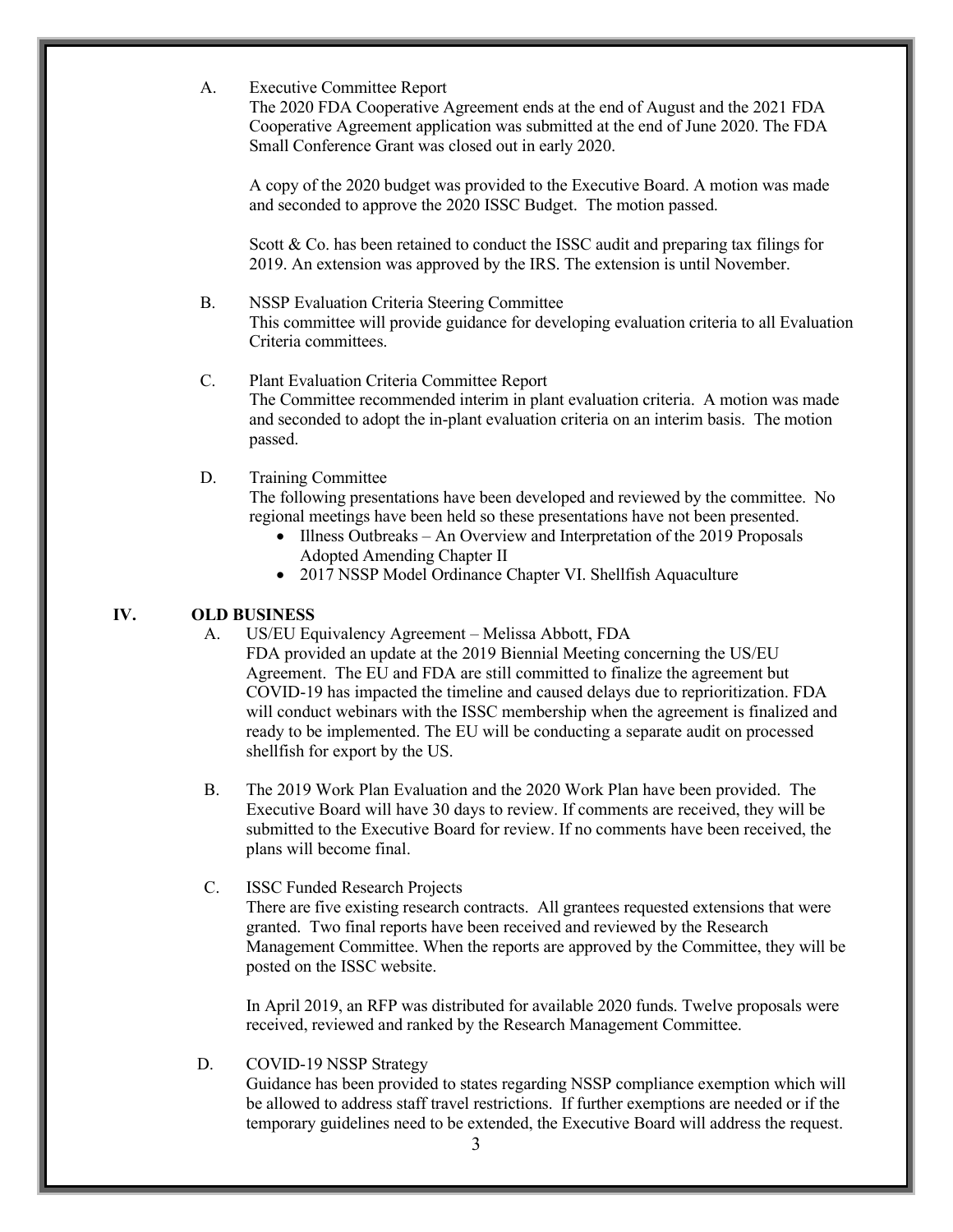A. Executive Committee Report

The 2020 FDA Cooperative Agreement ends at the end of August and the 2021 FDA Cooperative Agreement application was submitted at the end of June 2020. The FDA Small Conference Grant was closed out in early 2020.

A copy of the 2020 budget was provided to the Executive Board. A motion was made and seconded to approve the 2020 ISSC Budget. The motion passed.

Scott & Co. has been retained to conduct the ISSC audit and preparing tax filings for 2019. An extension was approved by the IRS. The extension is until November.

B. NSSP Evaluation Criteria Steering Committee

This committee will provide guidance for developing evaluation criteria to all Evaluation Criteria committees.

C. Plant Evaluation Criteria Committee Report

The Committee recommended interim in plant evaluation criteria. A motion was made and seconded to adopt the in-plant evaluation criteria on an interim basis. The motion passed.

D. Training Committee

The following presentations have been developed and reviewed by the committee. No regional meetings have been held so these presentations have not been presented.

- Illness Outbreaks – An Overview and Interpretation of the 2019 Proposals Adopted Amending Chapter II
- 2017 NSSP Model Ordinance Chapter VI. Shellfish Aquaculture

## IV. OLD BUSINESS

A. US/EU Equivalency Agreement – Melissa Abbott, FDA

FDA provided an update at the 2019 Biennial Meeting concerning the US/EU Agreement. The EU and FDA are still committed to finalize the agreement but COVID-19 has impacted the timeline and caused delays due to reprioritization. FDA will conduct webinars with the ISSC membership when the agreement is finalized and ready to be implemented. The EU will be conducting a separate audit on processed shellfish for export by the US.

B. The 2019 Work Plan Evaluation and the 2020 Work Plan have been provided. The Executive Board will have 30 days to review. If comments are received, they will be submitted to the Executive Board for review. If no comments have been received, the plans will become final.

C. ISSC Funded Research Projects

There are five existing research contracts. All grantees requested extensions that were granted. Two final reports have been received and reviewed by the Research Management Committee. When the reports are approved by the Committee, they will be posted on the ISSC website.

In April 2019, an RFP was distributed for available 2020 funds. Twelve proposals were received, reviewed and ranked by the Research Management Committee.

D. COVID-19 NSSP Strategy

Guidance has been provided to states regarding NSSP compliance exemption which will be allowed to address staff travel restrictions. If further exemptions are needed or if the temporary guidelines need to be extended, the Executive Board will address the request.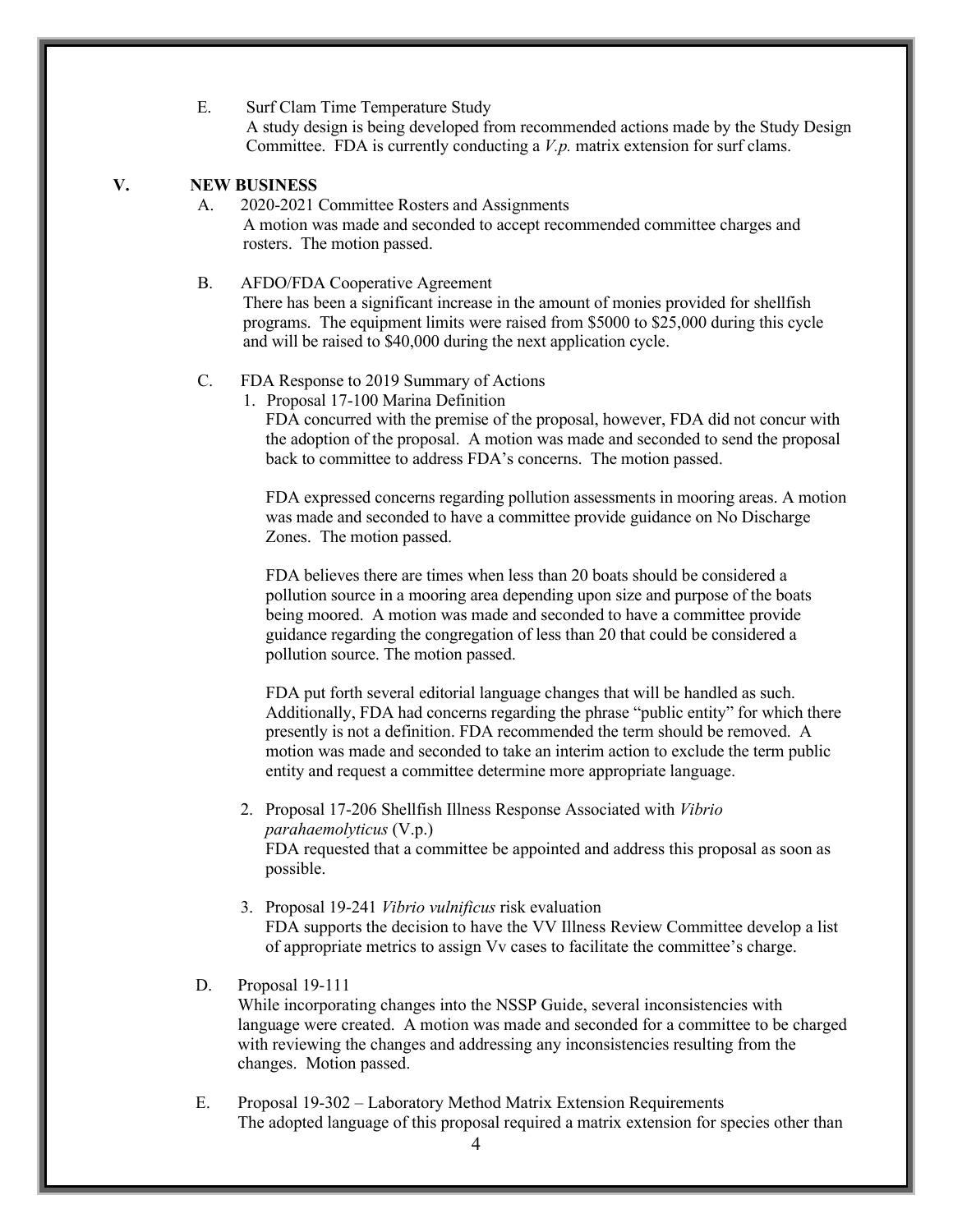E. Surf Clam Time Temperature Study

A study design is being developed from recommended actions made by the Study Design Committee. FDA is currently conducting a *V.p.* matrix extension for surf clams.

## V. NEW BUSINESS

A. 2020-2021 Committee Rosters and Assignments

A motion was made and seconded to accept recommended committee charges and rosters. The motion passed.

B. AFDO/FDA Cooperative Agreement

There has been a significant increase in the amount of monies provided for shellfish programs. The equipment limits were raised from $5000 to $25,000 during this cycle and will be raised to $40,000 during the next application cycle.

C. FDA Response to 2019 Summary of Actions

1. Proposal 17-100 Marina Definition

   FDA concurred with the premise of the proposal, however, FDA did not concur with the adoption of the proposal. A motion was made and seconded to send the proposal back to committee to address FDA's concerns. The motion passed.

   FDA expressed concerns regarding pollution assessments in mooring areas. A motion was made and seconded to have a committee provide guidance on No Discharge Zones. The motion passed.

   FDA believes there are times when less than 20 boats should be considered a pollution source in a mooring area depending upon size and purpose of the boats being moored. A motion was made and seconded to have a committee provide guidance regarding the congregation of less than 20 that could be considered a pollution source. The motion passed.

   FDA put forth several editorial language changes that will be handled as such. Additionally, FDA had concerns regarding the phrase "public entity" for which there presently is not a definition. FDA recommended the term should be removed. A motion was made and seconded to take an interim action to exclude the term public entity and request a committee determine more appropriate language.

2. Proposal 17-206 Shellfish Illness Response Associated with *Vibrio parahaemolyticus* (V.p.)

   FDA requested that a committee be appointed and address this proposal as soon as possible.

3. Proposal 19-241 *Vibrio vulnificus* risk evaluation

   FDA supports the decision to have the VV Illness Review Committee develop a list of appropriate metrics to assign Vv cases to facilitate the committee's charge.

D. Proposal 19-111

While incorporating changes into the NSSP Guide, several inconsistencies with language were created. A motion was made and seconded for a committee to be charged with reviewing the changes and addressing any inconsistencies resulting from the changes. Motion passed.

E. Proposal 19-302 – Laboratory Method Matrix Extension Requirements

The adopted language of this proposal required a matrix extension for species other than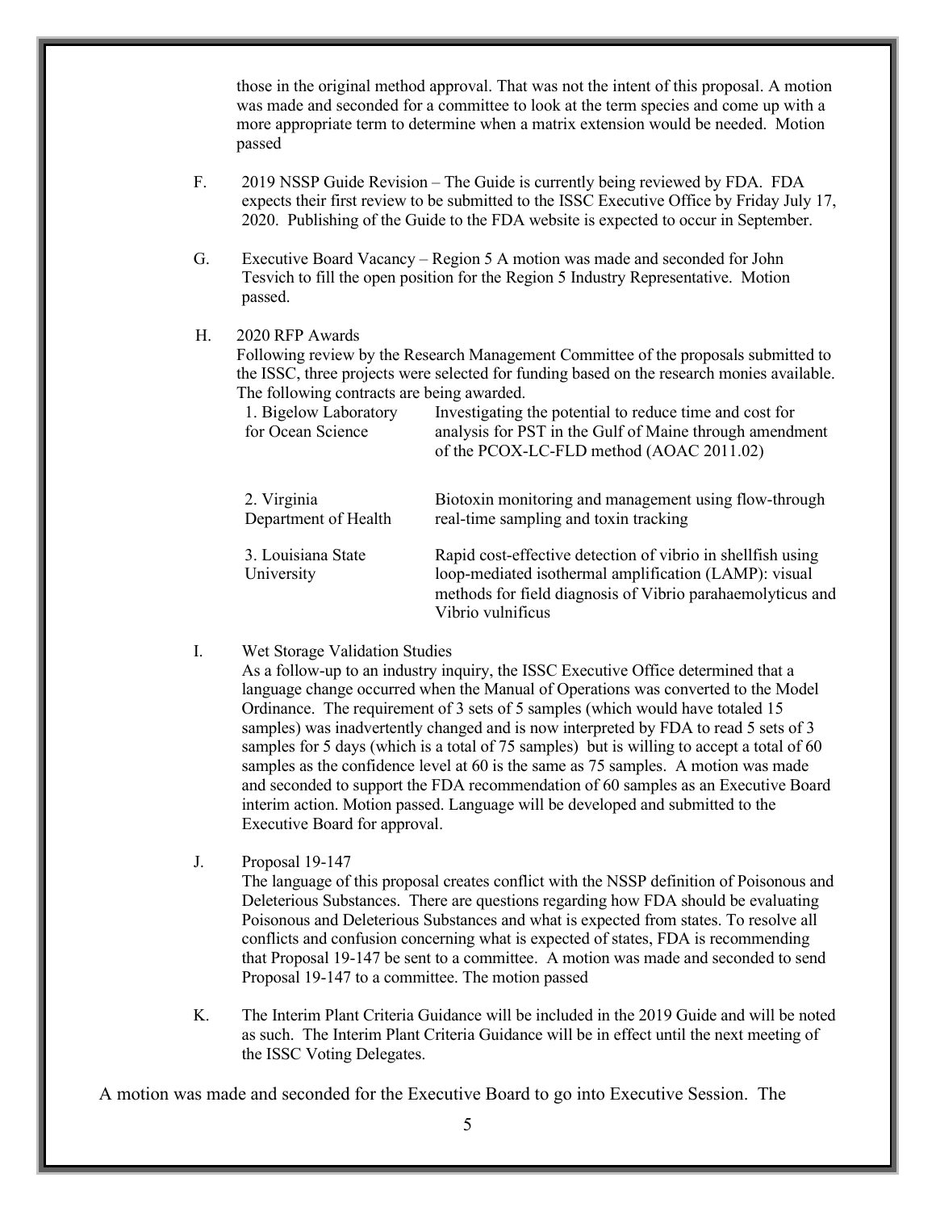those in the original method approval. That was not the intent of this proposal. A motion was made and seconded for a committee to look at the term species and come up with a more appropriate term to determine when a matrix extension would be needed. Motion passed

F. 2019 NSSP Guide Revision – The Guide is currently being reviewed by FDA. FDA expects their first review to be submitted to the ISSC Executive Office by Friday July 17, 2020. Publishing of the Guide to the FDA website is expected to occur in September.

G. Executive Board Vacancy – Region 5 A motion was made and seconded for John Tesvich to fill the open position for the Region 5 Industry Representative. Motion passed.

H. 2020 RFP Awards

Following review by the Research Management Committee of the proposals submitted to the ISSC, three projects were selected for funding based on the research monies available. The following contracts are being awarded.

| | |
|---|---|
| 1. Bigelow Laboratory for Ocean Science | Investigating the potential to reduce time and cost for analysis for PST in the Gulf of Maine through amendment of the PCOX-LC-FLD method (AOAC 2011.02) |
| 2. Virginia Department of Health | Biotoxin monitoring and management using flow-through real-time sampling and toxin tracking |
| 3. Louisiana State University | Rapid cost-effective detection of vibrio in shellfish using loop-mediated isothermal amplification (LAMP): visual methods for field diagnosis of Vibrio parahaemolyticus and Vibrio vulnificus |

I. Wet Storage Validation Studies

As a follow-up to an industry inquiry, the ISSC Executive Office determined that a language change occurred when the Manual of Operations was converted to the Model Ordinance. The requirement of 3 sets of 5 samples (which would have totaled 15 samples) was inadvertently changed and is now interpreted by FDA to read 5 sets of 3 samples for 5 days (which is a total of 75 samples) but is willing to accept a total of 60 samples as the confidence level at 60 is the same as 75 samples. A motion was made and seconded to support the FDA recommendation of 60 samples as an Executive Board interim action. Motion passed. Language will be developed and submitted to the Executive Board for approval.

J. Proposal 19-147

The language of this proposal creates conflict with the NSSP definition of Poisonous and Deleterious Substances. There are questions regarding how FDA should be evaluating Poisonous and Deleterious Substances and what is expected from states. To resolve all conflicts and confusion concerning what is expected of states, FDA is recommending that Proposal 19-147 be sent to a committee. A motion was made and seconded to send Proposal 19-147 to a committee. The motion passed

K. The Interim Plant Criteria Guidance will be included in the 2019 Guide and will be noted as such. The Interim Plant Criteria Guidance will be in effect until the next meeting of the ISSC Voting Delegates.

A motion was made and seconded for the Executive Board to go into Executive Session. The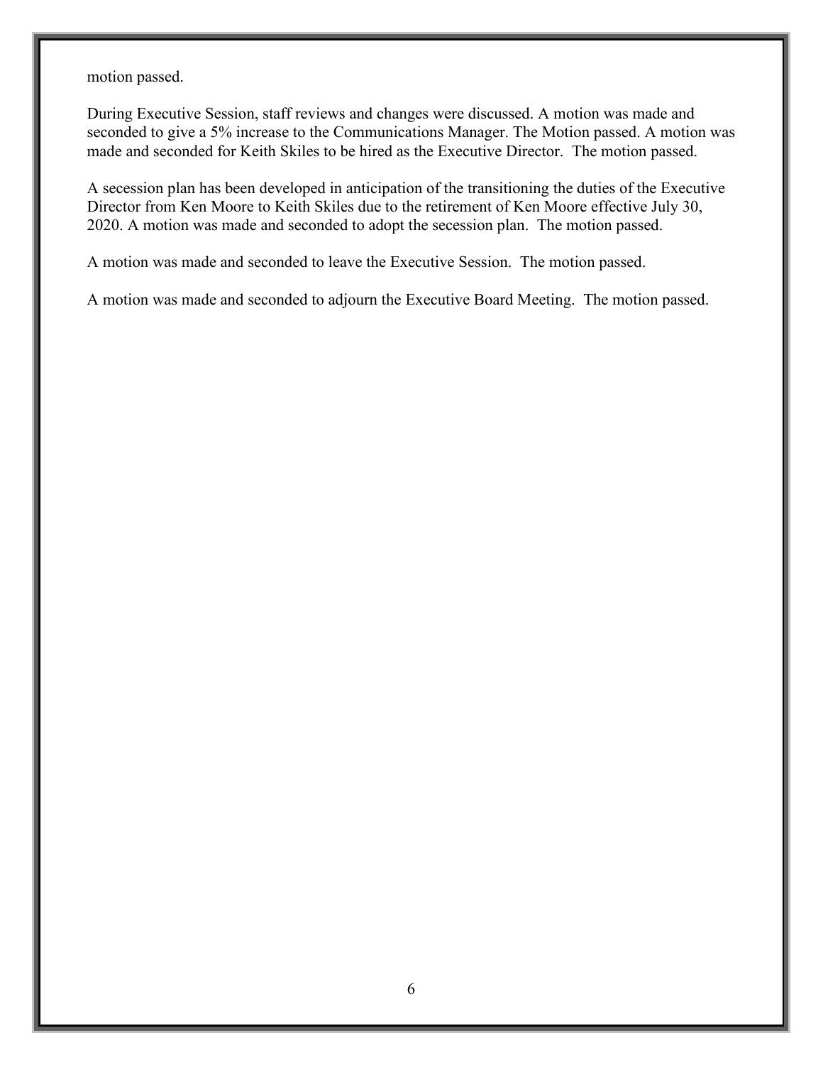motion passed.

During Executive Session, staff reviews and changes were discussed. A motion was made and seconded to give a 5% increase to the Communications Manager. The Motion passed. A motion was made and seconded for Keith Skiles to be hired as the Executive Director. The motion passed.

A secession plan has been developed in anticipation of the transitioning the duties of the Executive Director from Ken Moore to Keith Skiles due to the retirement of Ken Moore effective July 30, 2020. A motion was made and seconded to adopt the secession plan. The motion passed.

A motion was made and seconded to leave the Executive Session. The motion passed.

A motion was made and seconded to adjourn the Executive Board Meeting. The motion passed.